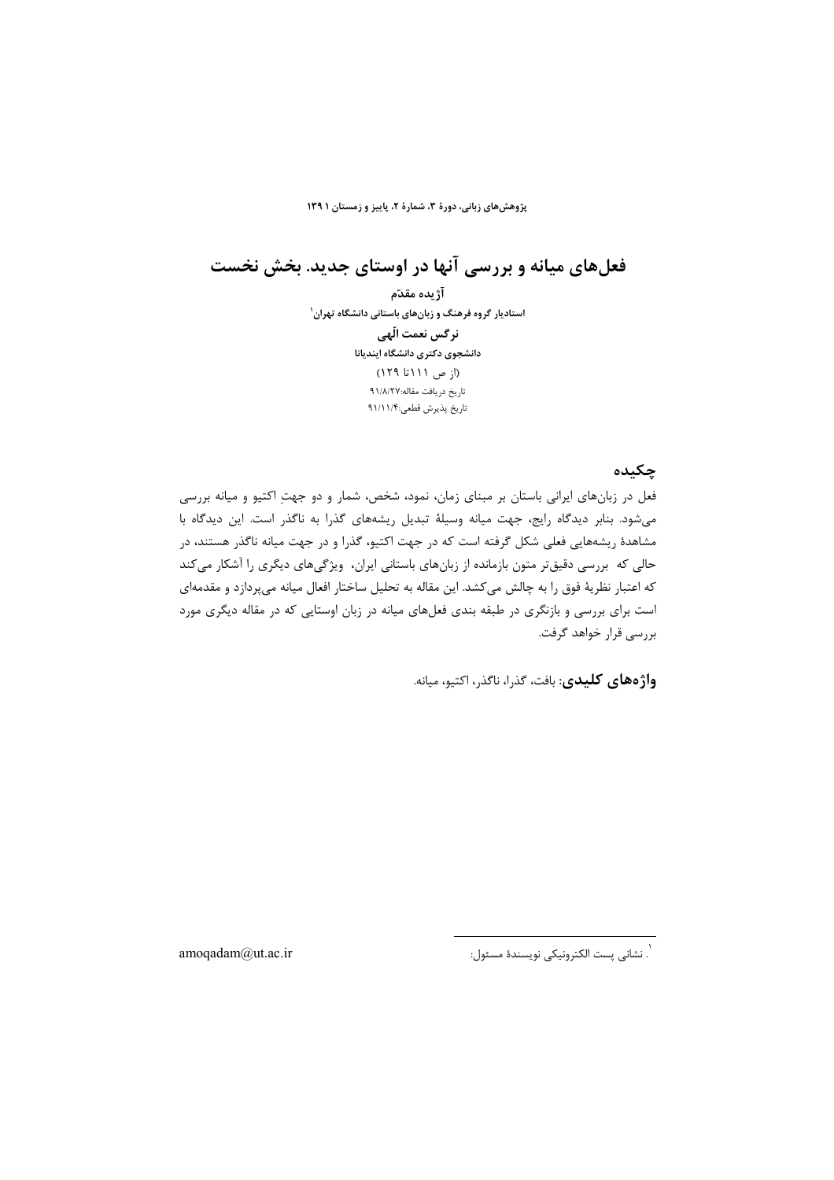# فعل‌های میانه و بررسی آنها در اوستای جدید. بخش نخست

**آژیده مقدّم**

**استادیار گروه فرهنگ و زبان‌های باستانی دانشگاه تهران[1]**

**نرگس نعمت الّهی**

**دانشجوی دکتری دانشگاه ایندیانا**

(از ص ۱۱۱تا ۱۲۹)

تاریخ دریافت مقاله:۹۱/۸/۲۷

تاریخ پذیرش قطعی:۹۱/۱۱/۴

## چکیده

فعل در زبان‌های ایرانی باستان بر مبنای زمان، نمود، شخص، شمار و دو جهتِ اکتیو و میانه بررسی می‌شود. بنابر دیدگاه رایج، جهت میانه وسیلهٔ تبدیل ریشه‌های گذرا به ناگذر است. این دیدگاه با مشاهدهٔ ریشه‌هایی فعلی شکل گرفته است که در جهت اکتیو، گذرا و در جهت میانه ناگذر هستند، در حالی که بررسی دقیق‌تر متون بازمانده از زبان‌های باستانی ایران، ویژگی‌های دیگری را آشکار می‌کند که اعتبار نظریهٔ فوق را به چالش می‌کشد. این مقاله به تحلیل ساختار افعال میانه می‌پردازد و مقدمه‌ای است برای بررسی و بازنگری در طبقه بندی فعل‌های میانه در زبان اوستایی که در مقاله دیگری مورد بررسی قرار خواهد گرفت.

**واژه‌های کلیدی**: بافت، گذرا، ناگذر، اکتیو، میانه.

---

[1]. نشانی پست الکترونیکی نویسندهٔ مسئول: amoqadam@ut.ac.ir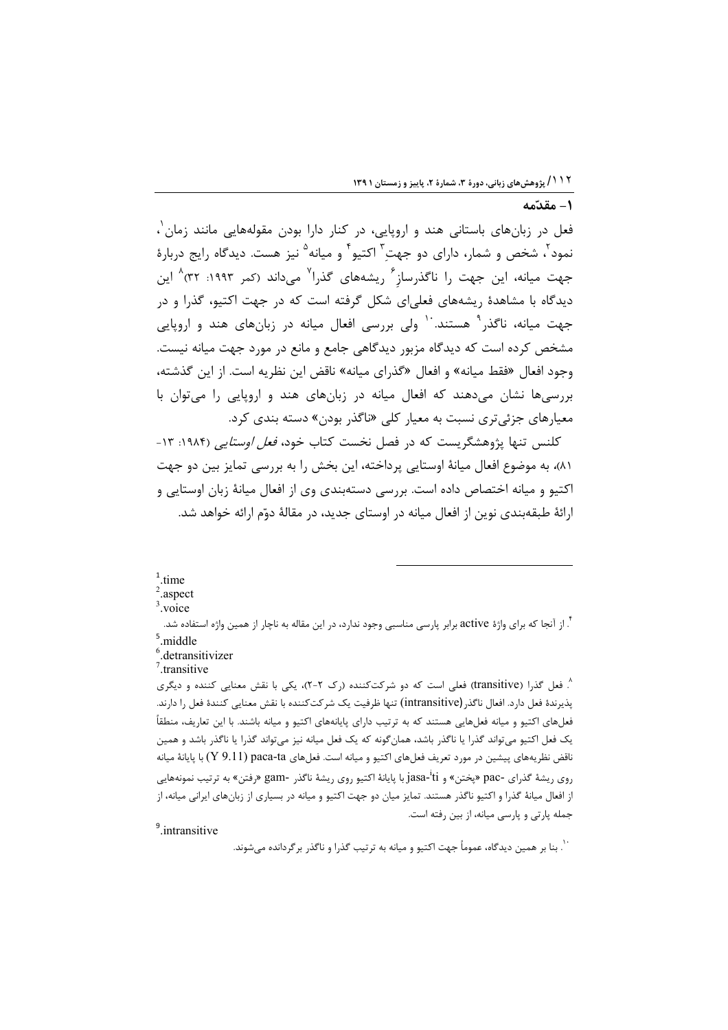## ۱- مقدّمه

فعل در زبان‌های باستانی هند و اروپایی، در کنار دارا بودن مقوله‌هایی مانند زمان[1]، نمود[2]، شخص و شمار، دارای دو جهتِ[3] اکتیو[4] و میانه[5] نیز هست. دیدگاه رایج دربارهٔ جهت میانه، این جهت را ناگذرسازِ[6] ریشه‌های گذرا[7] می‌داند (کمر ۱۹۹۳: ۳۲)[8] این دیدگاه با مشاهدهٔ ریشه‌های فعلی‌ای شکل گرفته است که در جهت اکتیو، گذرا و در جهت میانه، ناگذر[9] هستند.[10] ولی بررسی افعال میانه در زبان‌های هند و اروپایی مشخص کرده است که دیدگاه مزبور دیدگاهی جامع و مانع در مورد جهت میانه نیست. وجود افعال «فقط میانه» و افعال «گذرای میانه» ناقض این نظریه است. از این گذشته، بررسی‌ها نشان می‌دهند که افعال میانه در زبان‌های هند و اروپایی را می‌توان با معیارهای جزئی‌تری نسبت به معیار کلی «ناگذر بودن» دسته بندی کرد.

کلنس تنها پژوهشگریست که در فصل نخست کتاب خود، *فعل اوستایی* (۱۹۸۴: ۱۳-۸۱)، به موضوع افعال میانهٔ اوستایی پرداخته، این بخش را به بررسی تمایز بین دو جهت اکتیو و میانه اختصاص داده است. بررسی دسته‌بندی وی از افعال میانهٔ زبان اوستایی و ارائهٔ طبقه‌بندی نوین از افعال میانه در اوستای جدید، در مقالهٔ دوّم ارائه خواهد شد.

---

[1]. time

[2]. aspect

[3]. voice

[4]. از آنجا که برای واژهٔ active برابر پارسی مناسبی وجود ندارد، در این مقاله به ناچار از همین واژه استفاده شد.

[5]. middle

[6]. detransitivizer

[7]. transitive

[8]. فعل گذرا (transitive) فعلی است که دو شرکت‌کننده (رک ۲-۲)، یکی با نقش معنایی کننده و دیگری پذیرندهٔ فعل دارد. افعال ناگذر(intransitive) تنها ظرفیت یک شرکت‌کننده با نقش معنایی کنندهٔ فعل را دارند. فعل‌های اکتیو و میانه فعل‌هایی هستند که به ترتیب دارای پایانه‌های اکتیو و میانه باشند. با این تعاریف، منطقاً یک فعل اکتیو می‌تواند گذرا یا ناگذر باشد، همان‌گونه که یک فعل میانه نیز می‌تواند گذرا یا ناگذر باشد و همین ناقض نظریه‌های پیشین در مورد تعریف فعل‌های اکتیو و میانه است. فعل‌های paca-ta (Y 9.11) با پایانهٔ میانه روی ریشهٔ گذرای -pac «پختن» و jasa-ˈti با پایانهٔ اکتیو روی ریشهٔ ناگذر -gam «رفتن» به ترتیب نمونه‌هایی از افعال میانهٔ گذرا و اکتیو ناگذر هستند. تمایز میان دو جهت اکتیو و میانه در بسیاری از زبان‌های ایرانی میانه، از جمله پارتی و پارسی میانه، از بین رفته است.

[9]. intransitive

[10]. بنا بر همین دیدگاه، عموماً جهت اکتیو و میانه به ترتیب گذرا و ناگذر برگردانده می‌شوند.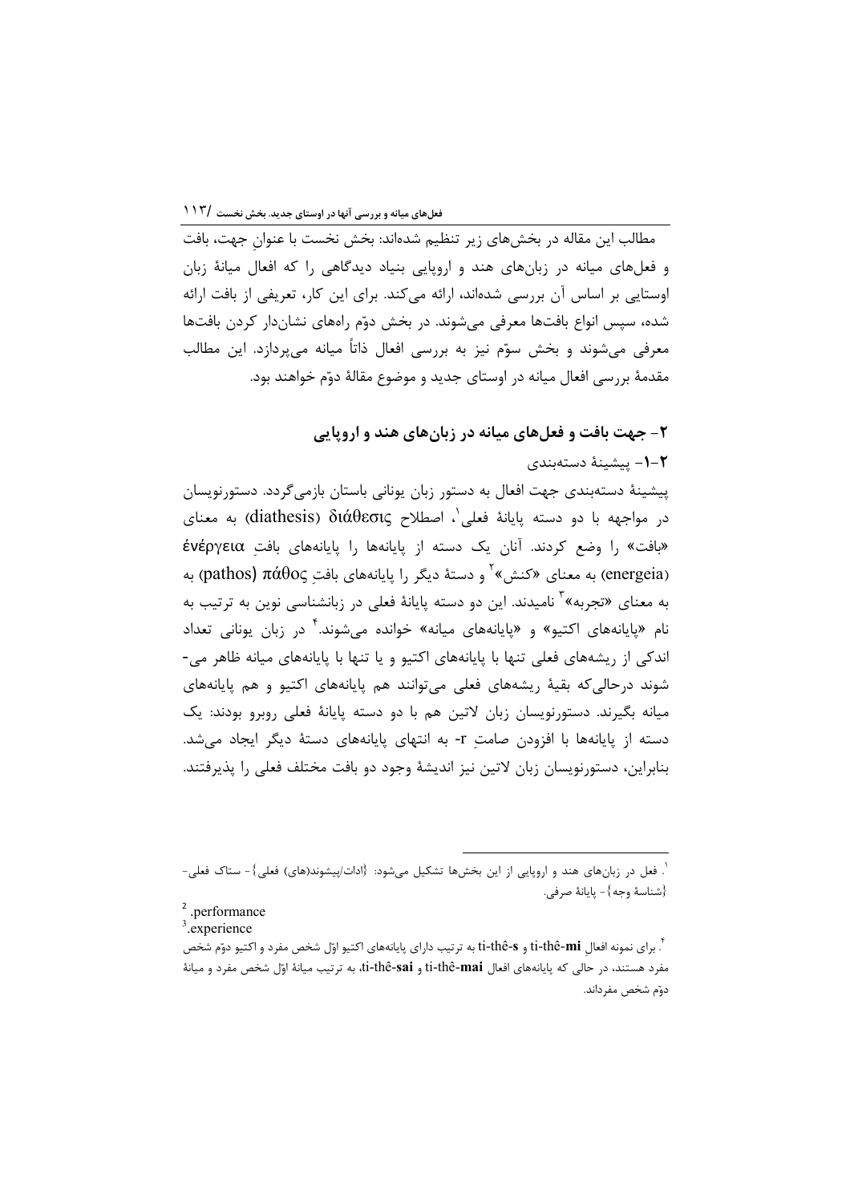مطالب این مقاله در بخش‌های زیر تنظیم شده‌اند: بخش نخست با عنوانِ جهت، بافت و فعل‌های میانه در زبان‌های هند و اروپایی بنیاد دیدگاهی را که افعال میانهٔ زبان اوستایی بر اساس آن بررسی شده‌اند، ارائه می‌کند. برای این کار، تعریفی از بافت ارائه شده، سپس انواع بافت‌ها معرفی می‌شوند. در بخش دوّم راه‌های نشان‌دار کردن بافت‌ها معرفی می‌شوند و بخش سوّم نیز به بررسی افعال ذاتاً میانه می‌پردازد. این مطالب مقدمهٔ بررسی افعال میانه در اوستای جدید و موضوع مقالهٔ دوّم خواهند بود.

## ۲- جهت بافت و فعل‌های میانه در زبان‌های هند و اروپایی

### ۲-۱- پیشینهٔ دسته‌بندی

پیشینهٔ دسته‌بندی جهت افعال به دستور زبان یونانی باستان بازمی‌گردد. دستورنویسان در مواجهه با دو دسته پایانهٔ فعلی[۱]، اصطلاح διάθεσις (diathesis) به معنای «بافت» را وضع کردند. آنان یک دسته از پایانه‌ها را پایانه‌های بافتِ ἐνέργεια (energeia) به معنای «کنش»[۲] و دستهٔ دیگر را پایانه‌های بافتِ πάθος (pathos) به به معنای «تجربه»[۳] نامیدند. این دو دسته پایانهٔ فعلی در زبانشناسی نوین به ترتیب به نام «پایانه‌های اکتیو» و «پایانه‌های میانه» خوانده می‌شوند.[۴] در زبان یونانی تعداد اندکی از ریشه‌های فعلی تنها با پایانه‌های اکتیو و یا تنها با پایانه‌های میانه ظاهر می-شوند درحالی‌که بقیهٔ ریشه‌های فعلی می‌توانند هم پایانه‌های اکتیو و هم پایانه‌های میانه بگیرند. دستورنویسان زبان لاتین هم با دو دسته پایانهٔ فعلی روبرو بودند: یک دسته از پایانه‌ها با افزودن صامتِ r- به انتهای پایانه‌های دستهٔ دیگر ایجاد می‌شد. بنابراین، دستورنویسان زبان لاتین نیز اندیشهٔ وجود دو بافت مختلف فعلی را پذیرفتند.

---

[۱]. فعل در زبان‌های هند و اروپایی از این بخش‌ها تشکیل می‌شود: {ادات/پیشوند(های) فعلی}- ستاک فعلی- {شناسهٔ وجه}- پایانهٔ صرفی.

[۲] .performance

[۳] .experience

[۴]. برای نمونه افعالِ ti-thê-**mi** و ti-thê-**s** به ترتیب دارای پایانه‌های اکتیو اوّل شخص مفرد و اکتیو دوّم شخص مفرد هستند، در حالی که پایانه‌های افعال ti-thê-**mai** و ti-thê-**sai**، به ترتیب میانهٔ اوّل شخص مفرد و میانهٔ دوّم شخص مفرداند.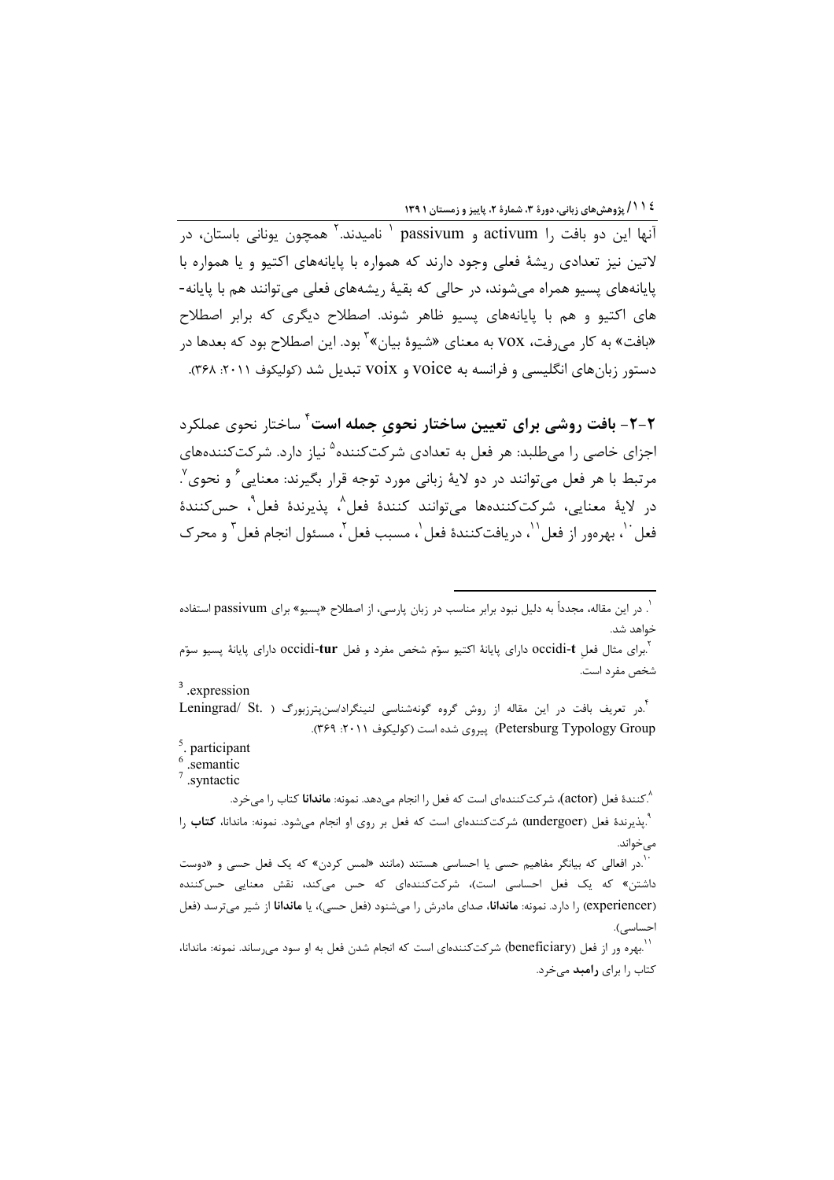آنها این دو بافت را activum و passivum [1] نامیدند.[2] همچون یونانی باستان، در لاتین نیز تعدادی ریشهٔ فعلی وجود دارند که همواره با پایانه‌های اکتیو و یا همواره با پایانه‌های پسیو همراه می‌شوند، در حالی که بقیهٔ ریشه‌های فعلی می‌توانند هم با پایانه-های اکتیو و هم با پایانه‌های پسیو ظاهر شوند. اصطلاح دیگری که برابر اصطلاح «بافت» به کار می‌رفت، vox به معنای «شیوهٔ بیان»[3] بود. این اصطلاح بود که بعدها در دستور زبان‌های انگلیسی و فرانسه به voice و voix تبدیل شد (کولیکوف ۲۰۱۱: ۳۶۸).

**۲-۲- بافت روشی برای تعیین ساختار نحویِ جمله است**[4] ساختار نحوی عملکرد اجزای خاصی را می‌طلبد: هر فعل به تعدادی شرکت‌کننده[5] نیاز دارد. شرکت‌کننده‌های مرتبط با هر فعل می‌توانند در دو لایهٔ زبانی مورد توجه قرار بگیرند: معنایی[6] و نحوی[7]. در لایهٔ معنایی، شرکت‌کننده‌ها می‌توانند کنندهٔ فعل[8]، پذیرندهٔ فعل[9]، حس‌کنندهٔ فعل[10]، بهره‌ور از فعل[11]، دریافت‌کنندهٔ فعل[1]، مسبب فعل[2]، مسئول انجام فعل[3] و محرک

---

[1]. در این مقاله، مجدداً به دلیل نبود برابر مناسب در زبان پارسی، از اصطلاح «پسیو» برای passivum استفاده خواهد شد.

[2]. برای مثال فعل **occidi-t** دارای پایانهٔ اکتیو سوّم شخص مفرد و فعل **occidi-tur** دارای پایانهٔ پسیو سوّم شخص مفرد است.

[3]. expression

[4]. در تعریف بافت در این مقاله از روش گروه گونه‌شناسی لنینگراد/سن‌پترزبورگ ( Leningrad/ St. Petersburg Typology Group) پیروی شده است (کولیکوف ۲۰۱۱: ۳۶۹).

[5]. participant

[6]. semantic

[7]. syntactic

[8]. کنندهٔ فعل (actor)، شرکت‌کننده‌ای است که فعل را انجام می‌دهد. نمونه: **ماندانا** کتاب را می‌خرد.

[9]. پذیرندهٔ فعل (undergoer) شرکت‌کننده‌ای است که فعل بر روی او انجام می‌شود. نمونه: ماندانا، **کتاب** را می‌خواند.

[10]. در افعالی که بیانگر مفاهیم حسی یا احساسی هستند (مانند «لمس کردن» که یک فعل حسی و «دوست داشتن» که یک فعل احساسی است)، شرکت‌کننده‌ای که حس می‌کند، نقش معنایی حس‌کننده (experiencer) را دارد. نمونه: **ماندانا**، صدای مادرش را می‌شنود (فعل حسی)، یا **ماندانا** از شیر می‌ترسد (فعل احساسی).

[11]. بهره ور از فعل (beneficiary) شرکت‌کننده‌ای است که انجام شدن فعل به او سود می‌رساند. نمونه: ماندانا، کتاب را برای **رامبد** می‌خرد.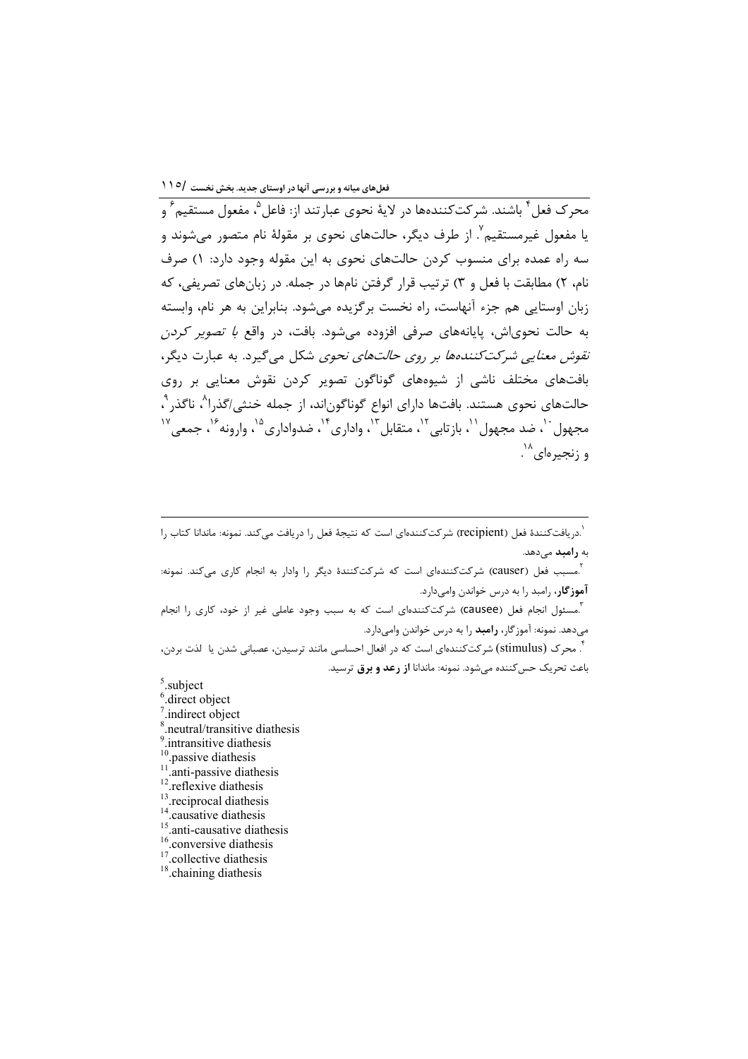محرک فعل[4] باشند. شرکت‌کننده‌ها در لایهٔ نحوی عبارتند از: فاعل[5]، مفعول مستقیم[6] و یا مفعول غیرمستقیم[7]. از طرف دیگر، حالت‌های نحوی بر مقولهٔ نام متصور می‌شوند و سه راه عمده برای منسوب کردن حالت‌های نحوی به این مقوله وجود دارد: ۱) صرف نام، ۲) مطابقت با فعل و ۳) ترتیب قرار گرفتن نام‌ها در جمله. در زبان‌های تصریفی، که زبان اوستایی هم جزء آنهاست، راه نخست برگزیده می‌شود. بنابراین به هر نام، وابسته به حالت نحوی‌اش، پایانه‌های صرفی افزوده می‌شود. بافت، در واقع *با تصویر کردن نقوش معنایی شرکت‌کننده‌ها بر روی حالت‌های نحوی* شکل می‌گیرد. به عبارت دیگر، بافت‌های مختلف ناشی از شیوه‌های گوناگون تصویر کردن نقوش معنایی بر روی حالت‌های نحوی هستند. بافت‌ها دارای انواع گوناگون‌اند، از جمله خنثی/گذرا[8]، ناگذر[9]، مجهول[10]، ضد مجهول[11]، بازتابی[12]، متقابل[13]، واداری[14]، ضدواداری[15]، وارونه[16]، جمعی[17] و زنجیره‌ای[18].

---

[1]. دریافت‌کنندهٔ فعل (recipient) شرکت‌کننده‌ای است که نتیجهٔ فعل را دریافت می‌کند. نمونه: ماندانا کتاب را به **رامبد** می‌دهد.

[2]. مسبب فعل (causer) شرکت‌کننده‌ای است که شرکت‌کنندهٔ دیگر را وادار به انجام کاری می‌کند. نمونه: **آموزگار**، رامبد را به درس خواندن وامی‌دارد.

[3]. مسئول انجام فعل (causee) شرکت‌کننده‌ای است که به سبب وجود عاملی غیر از خود، کاری را انجام می‌دهد. نمونه: آموزگار، **رامبد** را به درس خواندن وامی‌دارد.

[4]. محرک (stimulus) شرکت‌کننده‌ای است که در افعال احساسی مانند ترسیدن، عصبانی شدن یا لذت بردن، باعث تحریک حس‌کننده می‌شود. نمونه: ماندانا **از رعد و برق** ترسید.

[5]. subject

[6]. direct object

[7]. indirect object

[8]. neutral/transitive diathesis

[9]. intransitive diathesis

[10]. passive diathesis

[11]. anti-passive diathesis

[12]. reflexive diathesis

[13]. reciprocal diathesis

[14]. causative diathesis

[15]. anti-causative diathesis

[16]. conversive diathesis

[17]. collective diathesis

[18]. chaining diathesis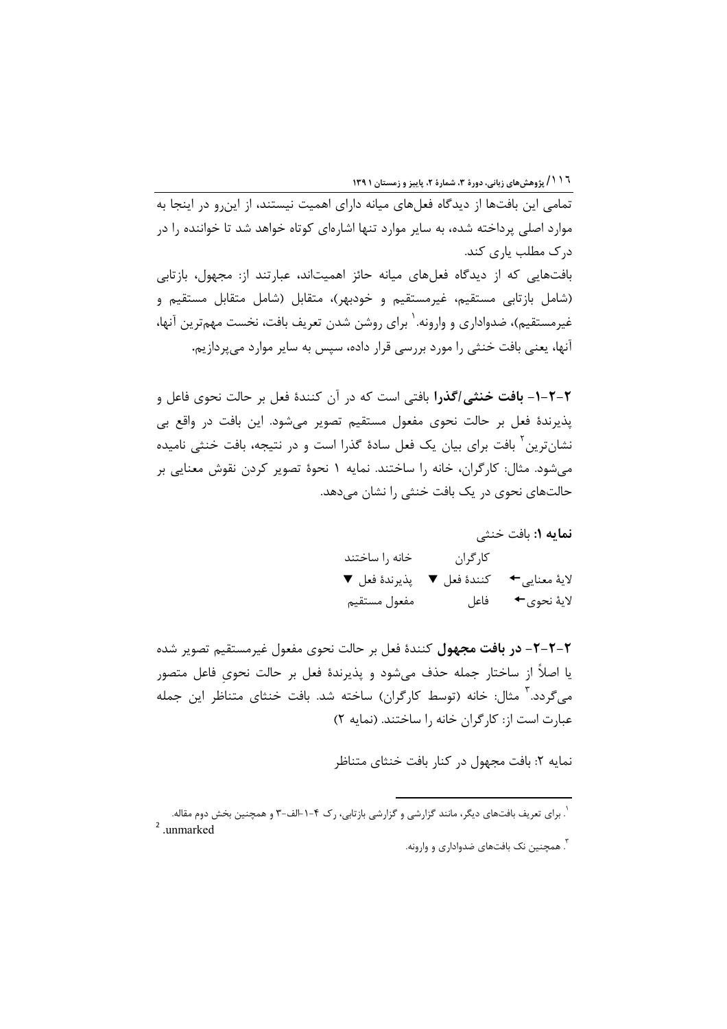تمامی این بافت‌ها از دیدگاه فعل‌های میانه دارای اهمیت نیستند، از این‌رو در اینجا به موارد اصلی پرداخته شده، به سایر موارد تنها اشاره‌ای کوتاه خواهد شد تا خواننده را در درک مطلب یاری کند.

بافتهایی که از دیدگاه فعل‌های میانه حائز اهمیت‌اند، عبارتند از: مجهول، بازتابی (شامل بازتابی مستقیم، غیرمستقیم و خودبهر)، متقابل (شامل متقابل مستقیم و غیرمستقیم)، ضدواداری و وارونه.[1] برای روشن شدن تعریف بافت، نخست مهم‌ترین آنها، آنها، یعنی بافت خنثی را مورد بررسی قرار داده، سپس به سایر موارد می‌پردازیم.

**۲-۲-۱- بافت خنثی/گذرا** بافتی است که در آن کنندهٔ فعل بر حالت نحوی فاعل و پذیرندهٔ فعل بر حالت نحوی مفعول مستقیم تصویر می‌شود. این بافت در واقع بی نشان‌ترین[2] بافت برای بیان یک فعل سادهٔ گذرا است و در نتیجه، بافت خنثی نامیده می‌شود. مثال: کارگران، خانه را ساختند. نمایه ۱ نحوهٔ تصویر کردن نقوش معنایی بر حالت‌های نحوی در یک بافت خنثی را نشان می‌دهد.

**نمایه ۱:** بافت خنثی

| | کارگران | خانه را ساختند |
|---|---|---|
| لایهٔ معنایی ← | کنندهٔ فعل ▼ | پذیرندهٔ فعل ▼ |
| لایهٔ نحوی ← | فاعل | مفعول مستقیم |

**۲-۲-۲- در بافت مجهول** کنندهٔ فعل بر حالت نحوی مفعول غیرمستقیم تصویر شده یا اصلاً از ساختار جمله حذف می‌شود و پذیرندهٔ فعل بر حالت نحویِ فاعل متصور می‌گردد.[3] مثال: خانه (توسط کارگران) ساخته شد. بافت خنثای متناظر این جمله عبارت است از: کارگران خانه را ساختند. (نمایه ۲)

نمایه ۲: بافت مجهول در کنار بافت خنثای متناظر

---

[1]. برای تعریف بافت‌های دیگر، مانند گزارشی و گزارشی بازتابی، رک ۴-۱-الف-۳ و همچنین بخش دوم مقاله.

[2] .unmarked

[3]. همچنین نک بافت‌های ضدواداری و وارونه.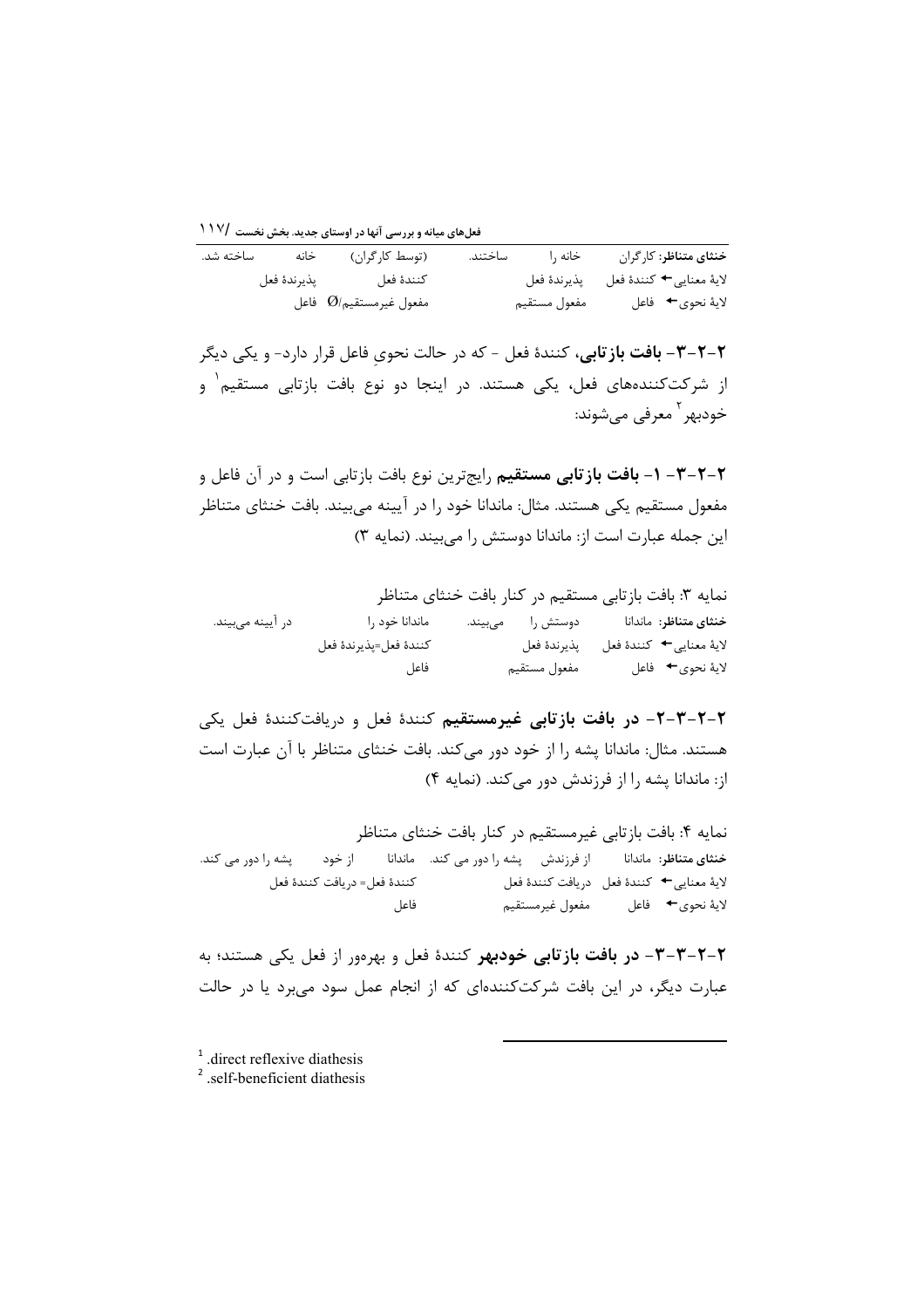| خنثای متناظر: کارگران | خانه را | ساختند. | (توسط کارگران) | خانه | ساخته شد. |
|---|---|---|---|---|---|
| لایهٔ معنایی ← کنندهٔ فعل | پذیرندهٔ فعل | | کنندهٔ فعل | پذیرندهٔ فعل | |
| لایهٔ نحوی ← فاعل | مفعول مستقیم | | مفعول غیرمستقیم/Ø | فاعل | |

**۲-۲-۳- بافت بازتابی**، کنندهٔ فعل - که در حالت نحویِ فاعل قرار دارد- و یکی دیگر از شرکت‌کننده‌های فعل، یکی هستند. در اینجا دو نوع بافت بازتابی مستقیم[1] و خودبهر[2] معرفی می‌شوند:

**۲-۲-۳- ۱- بافت بازتابی مستقیم** رایج‌ترین نوع بافت بازتابی است و در آن فاعل و مفعول مستقیم یکی هستند. مثال: ماندانا خود را در آیینه می‌بیند. بافت خنثای متناظر این جمله عبارت است از: ماندانا دوستش را می‌بیند. (نمایه ۳)

نمایه ۳: بافت بازتابی مستقیم در کنار بافت خنثای متناظر

| خنثای متناظر: ماندانا | دوستش را | می‌بیند. | ماندانا خود را | در آیینه می‌بیند. |
|---|---|---|---|---|
| لایهٔ معنایی ← کنندهٔ فعل | پذیرندهٔ فعل | | کنندهٔ فعل=پذیرندهٔ فعل | |
| لایهٔ نحوی ← فاعل | مفعول مستقیم | | فاعل | |

**۲-۲-۳-۲- در بافت بازتابی غیرمستقیم** کنندهٔ فعل و دریافت‌کنندهٔ فعل یکی هستند. مثال: ماندانا پشه را از خود دور می‌کند. بافت خنثای متناظر با آن عبارت است از: ماندانا پشه را از فرزندش دور می‌کند. (نمایه ۴)

نمایه ۴: بافت بازتابی غیرمستقیم در کنار بافت خنثای متناظر

| خنثای متناظر: ماندانا | از فرزندش | پشه را دور می کند. | ماندانا | از خود | پشه را دور می کند. |
|---|---|---|---|---|---|
| لایهٔ معنایی ← کنندهٔ فعل | دریافت کنندهٔ فعل | | کنندهٔ فعل= دریافت کنندهٔ فعل | | |
| لایهٔ نحوی ← فاعل | مفعول غیرمستقیم | | فاعل | | |

**۲-۲-۳-۳- در بافت بازتابی خودبهر** کنندهٔ فعل و بهره‌ور از فعل یکی هستند؛ به عبارت دیگر، در این بافت شرکت‌کننده‌ای که از انجام عمل سود می‌برد یا در حالت

---

[1] .direct reflexive diathesis

[2] .self-beneficient diathesis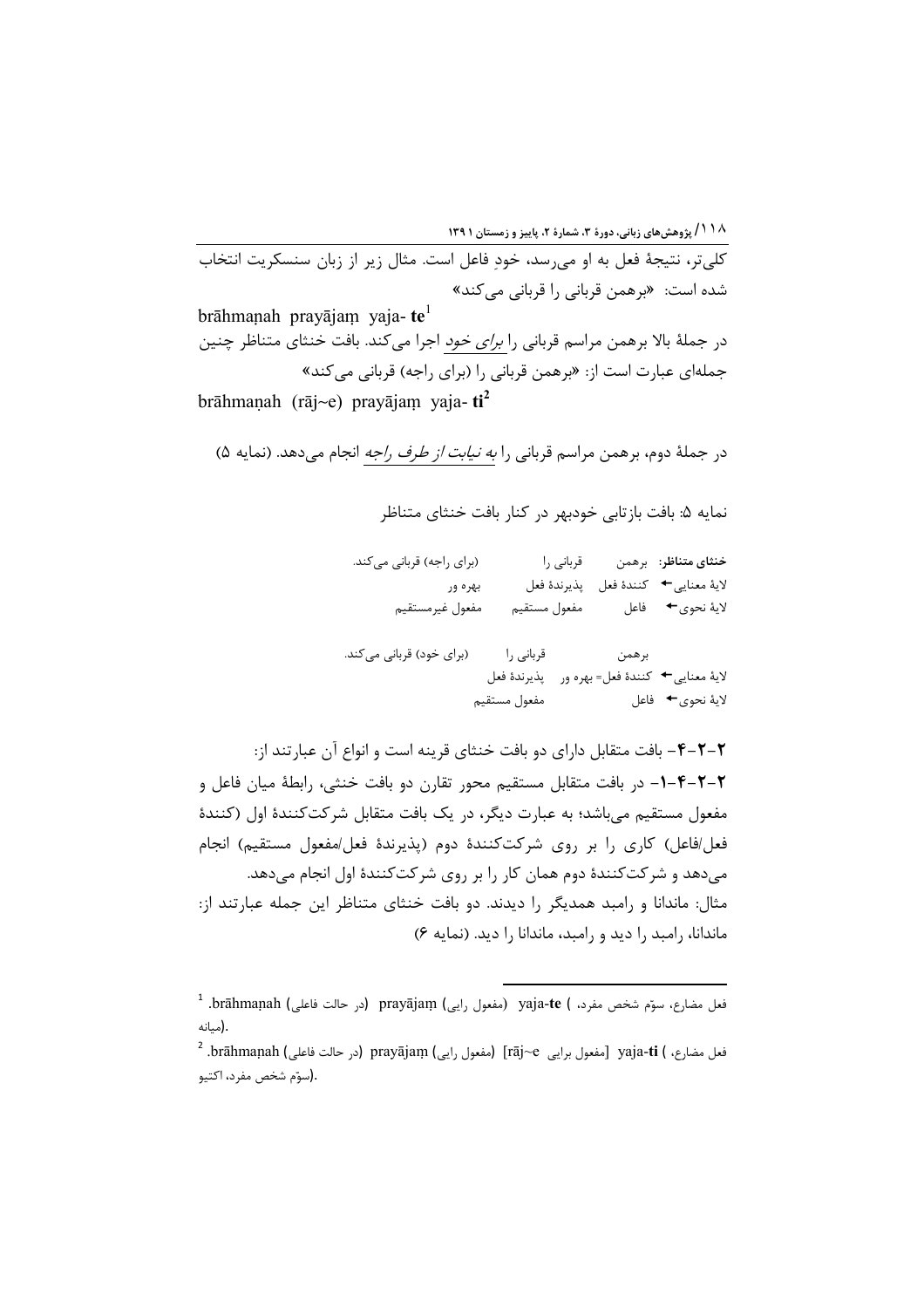کلی‌تر، نتیجهٔ فعل به او می‌رسد، خودِ فاعل است. مثال زیر از زبان سنسکریت انتخاب شده است: «برهمن قربانی را قربانی می‌کند»

brāhmaṇah prayājaṃ yaja- **te**[1]

در جملهٔ بالا برهمن مراسم قربانی را *برای خود* اجرا می‌کند. بافت خنثای متناظر چنین جمله‌ای عبارت است از: «برهمن قربانی را (برای راجه) قربانی می‌کند»

brāhmaṇah (rāj~e) prayājaṃ yaja- **ti**[2]

در جملهٔ دوم، برهمن مراسم قربانی را *به نیابت از طرف راجه* انجام می‌دهد. (نمایه ۵)

نمایه ۵: بافت بازتابی خودبهر در کنار بافت خنثای متناظر

| | | | |
|---|---|---|---|
| **خنثای متناظر:** | برهمن | قربانی را | (برای راجه) قربانی می‌کند. |
| لایهٔ معنایی ← | کنندهٔ فعل | پذیرندهٔ فعل | بهره ور |
| لایهٔ نحوی ← | فاعل | مفعول مستقیم | مفعول غیرمستقیم |

| | | | |
|---|---|---|---|
| | برهمن | قربانی را | (برای خود) قربانی می‌کند. |
| لایهٔ معنایی ← | کنندهٔ فعل= بهره ور | پذیرندهٔ فعل | |
| لایهٔ نحوی ← | فاعل | مفعول مستقیم | |

**۲-۲-۴**- بافت متقابل دارای دو بافت خنثای قرینه است و انواع آن عبارتند از:

**۲-۲-۴-۱**- در بافت متقابل مستقیم محور تقارن دو بافت خنثی، رابطهٔ میان فاعل و مفعول مستقیم می‌باشد؛ به عبارت دیگر، در یک بافت متقابل شرکت‌کنندهٔ اول (کنندهٔ فعل/فاعل) کاری را بر روی شرکت‌کنندهٔ دوم (پذیرندهٔ فعل/مفعول مستقیم) انجام می‌دهد و شرکت‌کنندهٔ دوم همان کار را بر روی شرکت‌کنندهٔ اول انجام می‌دهد.

مثال: ماندانا و رامبد همدیگر را دیدند. دو بافت خنثای متناظر این جمله عبارتند از: ماندانا، رامبد را دید و رامبد، ماندانا را دید. (نمایه ۶)

---

[1] .brāhmaṇah (در حالت فاعلی) prayājaṃ (مفعول رایی) yaja-**te** (فعل مضارع، سوّم شخص مفرد، میانه).

[2] .brāhmaṇah (در حالت فاعلی) prayājaṃ (مفعول رایی) [rāj~e مفعول برایی] yaja-**ti** (فعل مضارع، سوّم شخص مفرد، اکتیو).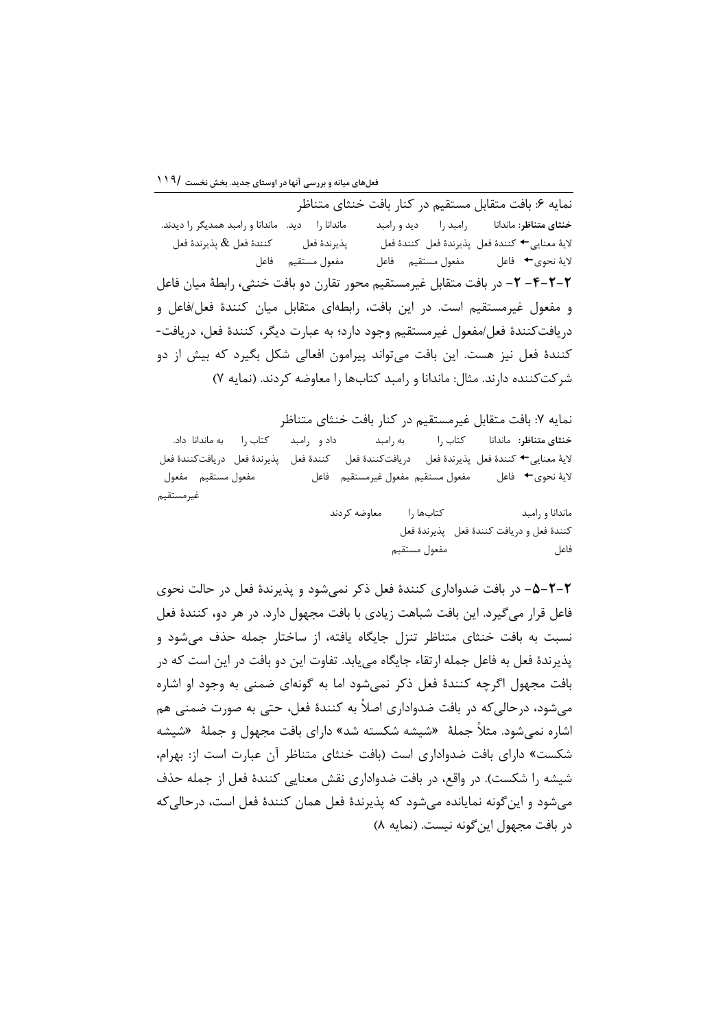نمایه ۶: بافت متقابل مستقیم در کنار بافت خنثای متناظر

| | | | | | |
|---|---|---|---|---|---|
| **خنثای متناظر:** ماندانا | رامبد را | دید و رامبد | ماندانا را | دید. | ماندانا و رامبد همدیگر را دیدند. |
| لایهٔ معنایی ← | کنندهٔ فعل | پذیرندهٔ فعل | کنندهٔ فعل | پذیرندهٔ فعل | کنندهٔ فعل & پذیرندهٔ فعل |
| لایهٔ نحوی ← | فاعل | مفعول مستقیم | فاعل | مفعول مستقیم | فاعل |

۲-۲-۴- ۲- در بافت متقابل غیرمستقیم محور تقارن دو بافت خنثی، رابطهٔ میان فاعل و مفعول غیرمستقیم است. در این بافت، رابطه‌ای متقابل میان کنندهٔ فعل/فاعل و دریافت‌کنندهٔ فعل/مفعول غیرمستقیم وجود دارد؛ به عبارت دیگر، کنندهٔ فعل، دریافت-کنندهٔ فعل نیز هست. این بافت می‌تواند پیرامون افعالی شکل بگیرد که بیش از دو شرکت‌کننده دارند. مثال: ماندانا و رامبد کتاب‌ها را معاوضه کردند. (نمایه ۷)

نمایه ۷: بافت متقابل غیرمستقیم در کنار بافت خنثای متناظر

| | | | | | | |
|---|---|---|---|---|---|---|
| **خنثای متناظر:** ماندانا | کتاب را | به رامبد | داد و رامبد | کتاب را | به ماندانا | داد. |
| لایهٔ معنایی ← | کنندهٔ فعل | پذیرندهٔ فعل | دریافت‌کنندهٔ فعل | کنندهٔ فعل | پذیرندهٔ فعل | دریافت‌کنندهٔ فعل |
| لایهٔ نحوی ← | فاعل | مفعول مستقیم | مفعول غیرمستقیم | فاعل | مفعول مستقیم | مفعول غیرمستقیم |

| | | |
|---|---|---|
| ماندانا و رامبد | کتاب‌ها را | معاوضه کردند |
| کنندهٔ فعل و دریافت کنندهٔ فعل | پذیرندهٔ فعل | |
| فاعل | مفعول مستقیم | |

۲-۲-۵- در بافت ضدواداری کنندهٔ فعل ذکر نمی‌شود و پذیرندهٔ فعل در حالت نحوی فاعل قرار می‌گیرد. این بافت شباهت زیادی با بافت مجهول دارد. در هر دو، کنندهٔ فعل نسبت به بافت خنثای متناظر تنزل جایگاه یافته، از ساختار جمله حذف می‌شود و پذیرندهٔ فعل به فاعل جمله ارتقاء جایگاه می‌یابد. تفاوت این دو بافت در این است که در بافت مجهول اگرچه کنندهٔ فعل ذکر نمی‌شود اما به گونه‌ای ضمنی به وجود او اشاره می‌شود، درحالی‌که در بافت ضدواداری اصلاً به کنندهٔ فعل، حتی به صورت ضمنی هم اشاره نمی‌شود. مثلاً جملهٔ «شیشه شکسته شد» دارای بافت مجهول و جملهٔ «شیشه شکست» دارای بافت ضدواداری است (بافت خنثای متناظر آن عبارت است از: بهرام، شیشه را شکست). در واقع، در بافت ضدواداری نقش معنایی کنندهٔ فعل از جمله حذف می‌شود و این‌گونه نمایانده می‌شود که پذیرندهٔ فعل همان کنندهٔ فعل است، درحالی‌که در بافت مجهول این‌گونه نیست. (نمایه ۸)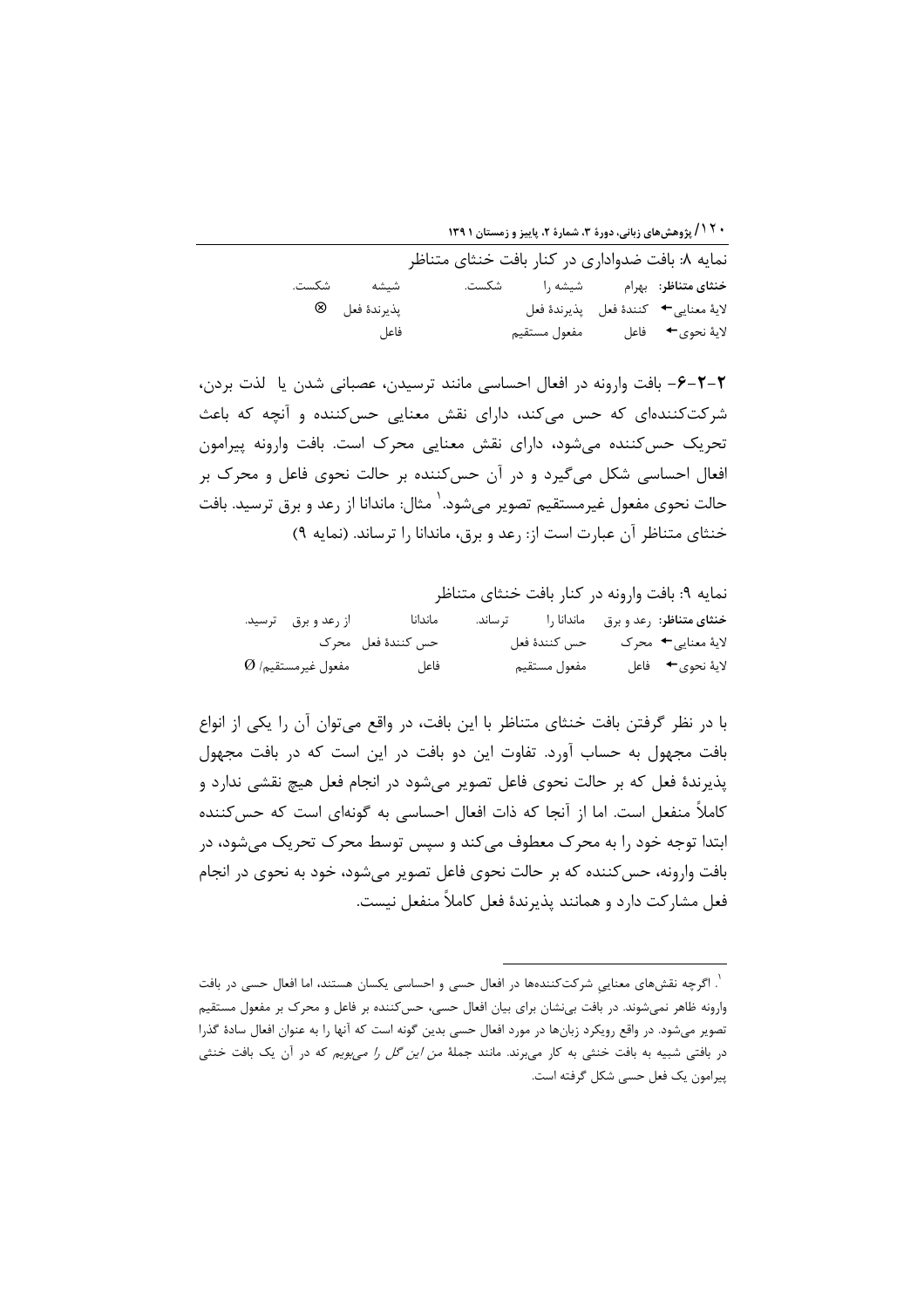نمایه ۸: بافت ضدواداری در کنار بافت خنثای متناظر

| | | | | | |
|---|---|---|---|---|---|
| **خنثای متناظر:** | بهرام | شیشه را | شکست. | شیشه | شکست. |
| لایهٔ معنایی ← | کنندهٔ فعل | پذیرندهٔ فعل | | پذیرندهٔ فعل | ⊗ |
| لایهٔ نحوی ← | فاعل | مفعول مستقیم | | فاعل | |

**۲-۲-۶-** بافت وارونه در افعال احساسی مانند ترسیدن، عصبانی شدن یا لذت بردن، شرکت‌کننده‌ای که حس می‌کند، دارای نقش معنایی حس‌کننده و آنچه که باعث تحریک حس‌کننده می‌شود، دارای نقش معنایی محرک است. بافت وارونه پیرامون افعال احساسی شکل می‌گیرد و در آن حس‌کننده بر حالت نحوی فاعل و محرک بر حالت نحوی مفعول غیرمستقیم تصویر می‌شود.[۱] مثال: ماندانا از رعد و برق ترسید. بافت خنثای متناظر آن عبارت است از: رعد و برق، ماندانا را ترساند. (نمایه ۹)

نمایه ۹: بافت وارونه در کنار بافت خنثای متناظر

| | | | | | |
|---|---|---|---|---|---|
| **خنثای متناظر:** | رعد و برق | ماندانا را | ترساند. | ماندانا | از رعد و برق ترسید. |
| لایهٔ معنایی ← | محرک | حس کنندهٔ فعل | | حس کنندهٔ فعل | محرک |
| لایهٔ نحوی ← | فاعل | مفعول مستقیم | | فاعل | مفعول غیرمستقیم/ Ø |

با در نظر گرفتن بافت خنثای متناظر با این بافت، در واقع می‌توان آن را یکی از انواع بافت مجهول به حساب آورد. تفاوت این دو بافت در این است که در بافت مجهول پذیرندهٔ فعل که بر حالت نحوی فاعل تصویر می‌شود در انجام فعل هیچ نقشی ندارد و کاملاً منفعل است. اما از آنجا که ذات افعال احساسی به گونه‌ای است که حس‌کننده ابتدا توجه خود را به محرک معطوف می‌کند و سپس توسط محرک تحریک می‌شود، در بافت وارونه، حس‌کننده که بر حالت نحوی فاعل تصویر می‌شود، خود به نحوی در انجام فعل مشارکت دارد و همانند پذیرندهٔ فعل کاملاً منفعل نیست.

---

[۱]. اگرچه نقش‌های معنایی شرکت‌کننده‌ها در افعال حسی و احساسی یکسان هستند، اما افعال حسی در بافت وارونه ظاهر نمی‌شوند. در بافت بی‌نشان برای بیان افعال حسی، حس‌کننده بر فاعل و محرک بر مفعول مستقیم تصویر می‌شود. در واقع رویکرد زبان‌ها در مورد افعال حسی بدین گونه است که آنها را به عنوان افعال سادهٔ گذرا در بافتی شبیه به بافت خنثی به کار می‌برند. مانند جملهٔ *من این گل را می‌بویم* که در آن یک بافت خنثی پیرامون یک فعل حسی شکل گرفته است.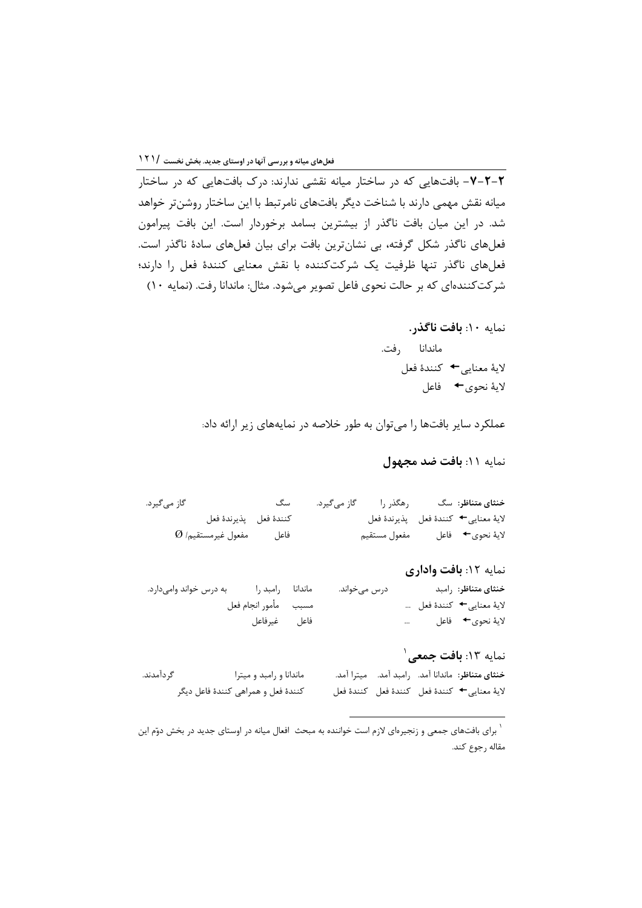**۲-۲-۷-** بافت‌هایی که در ساختار میانه نقشی ندارند: درک بافت‌هایی که در ساختار میانه نقش مهمی دارند با شناخت دیگر بافت‌های نامرتبط با این ساختار روشن‌تر خواهد شد. در این میان بافت ناگذر از بیشترین بسامد برخوردار است. این بافت پیرامون فعل‌های ناگذر شکل گرفته، بی نشان‌ترین بافت برای بیان فعل‌های سادهٔ ناگذر است. فعل‌های ناگذر تنها ظرفیت یک شرکت‌کننده با نقش معنایی کنندهٔ فعل را دارند؛ شرکت‌کننده‌ای که بر حالت نحوی فاعل تصویر می‌شود. مثال: ماندانا رفت. (نمایه ۱۰)

نمایه ۱۰: **بافت ناگذر.**

| | ماندانا | رفت. |
|---|---|---|
| لایهٔ معنایی ← | کنندهٔ فعل | |
| لایهٔ نحوی ← | فاعل | |

عملکرد سایر بافت‌ها را می‌توان به طور خلاصه در نمایه‌های زیر ارائه داد:

نمایه ۱۱: **بافت ضد مجهول**

| **خنثای متناظر:** | سگ | رهگذر را | گاز می‌گیرد. | سگ | | گاز می‌گیرد. |
|---|---|---|---|---|---|---|
| لایهٔ معنایی ← | کنندهٔ فعل | پذیرندهٔ فعل | | کنندهٔ فعل | پذیرندهٔ فعل | |
| لایهٔ نحوی ← | فاعل | مفعول مستقیم | | فاعل | مفعول غیرمستقیم/ Ø | |

نمایه ۱۲: **بافت واداری**

| **خنثای متناظر:** | رامبد | | درس می‌خواند. | ماندانا | رامبد را | به درس خواند وامی‌دارد. |
|---|---|---|---|---|---|---|
| لایهٔ معنایی ← | کنندهٔ فعل | ... | | مسبب | مأمور انجام فعل | |
| لایهٔ نحوی ← | فاعل | ... | | فاعل | غیرفاعل | |

نمایه ۱۳: **بافت جمعی**[1]

| **خنثای متناظر:** | ماندانا آمد. | رامبد آمد. | میترا آمد. | ماندانا و رامبد و میترا | گردآمدند. |
|---|---|---|---|---|---|
| لایهٔ معنایی ← | کنندهٔ فعل | کنندهٔ فعل | کنندهٔ فعل | کنندهٔ فعل و همراهی کنندهٔ فاعل دیگر | |

---

[1] برای بافت‌های جمعی و زنجیره‌ای لازم است خواننده به مبحث افعال میانه در اوستای جدید در بخش دوّم این مقاله رجوع کند.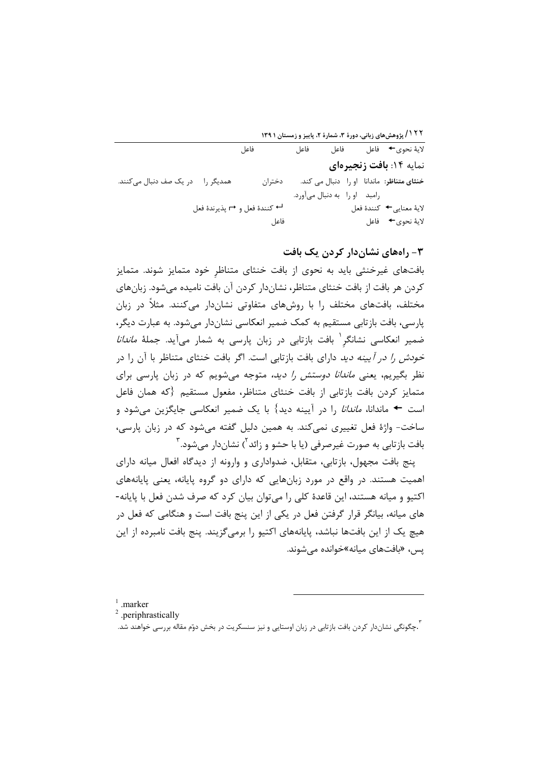لایهٔ نحوی ← فاعل فاعل فاعل فاعل

نمایه ۱۴: **بافت زنجیره‌ای**

**خنثای متناظر:** ماندانا او را دنبال می کند. دختران همدیگر را در یک صف دنبال می‌کنند.

رامبد او را به دنبال می‌آورد.

لایهٔ معنایی ← کنندهٔ فعل ↵ کنندهٔ فعل و ↦ پذیرندهٔ فعل

لایهٔ نحوی ← فاعل فاعل

## ۳- راه‌های نشان‌دار کردن یک بافت

بافت‌های غیرخنثی باید به نحوی از بافت خنثای متناظرِ خود متمایز شوند. متمایز کردن هر بافت از بافت خنثای متناظر، نشان‌دار کردن آن بافت نامیده می‌شود. زبان‌های مختلف، بافت‌های مختلف را با روش‌های متفاوتی نشان‌دار می‌کنند. مثلاً در زبان پارسی، بافت بازتابی مستقیم به کمک ضمیر انعکاسی نشان‌دار می‌شود. به عبارت دیگر، ضمیر انعکاسی نشانگرِ[1] بافت بازتابی در زبان پارسی به شمار می‌آید. جملهٔ *ماندانا خودش را در آیینه دید* دارای بافت بازتابی است. اگر بافت خنثای متناظر با آن را در نظر بگیریم، یعنی *ماندانا دوستش را دید*، متوجه می‌شویم که در زبان پارسی برای متمایز کردن بافت بازتابی از بافت خنثای متناظر، مفعول مستقیم {که همان فاعل است ← ماندانا، *ماندانا* را در آیینه دید} با یک ضمیر انعکاسی جایگزین می‌شود و ساخت- واژهٔ فعل تغییری نمی‌کند. به همین دلیل گفته می‌شود که در زبان پارسی، بافت بازتابی به صورت غیرصرفی (یا با حشو و زائد[2]) نشان‌دار می‌شود.[3]

پنج بافت مجهول، بازتابی، متقابل، ضدواداری و وارونه از دیدگاه افعال میانه دارای اهمیت هستند. در واقع در مورد زبان‌هایی که دارای دو گروه پایانه، یعنی پایانه‌های اکتیو و میانه هستند، این قاعدهٔ کلی را می‌توان بیان کرد که صرف شدن فعل با پایانه-های میانه، بیانگر قرار گرفتن فعل در یکی از این پنج بافت است و هنگامی که فعل در هیچ یک از این بافت‌ها نباشد، پایانه‌های اکتیو را برمی‌گزینند. پنج بافت نامبرده از این پس، «بافت‌های میانه»خوانده می‌شوند.

---

[1] .marker

[2] .periphrastically

[3] .چگونگی نشان‌دار کردن بافت بازتابی در زبان اوستایی و نیز سنسکریت در بخش دوّم مقاله بررسی خواهند شد.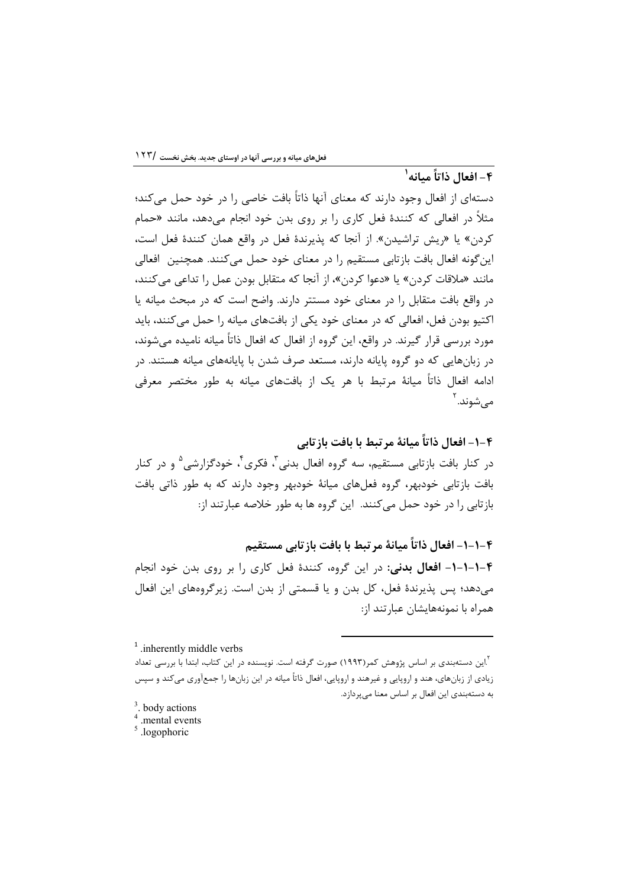## ۴- افعال ذاتاً میانه[1]

دسته‌ای از افعال وجود دارند که معنای آنها ذاتاً بافت خاصی را در خود حمل می‌کند؛ مثلاً در افعالی که کنندهٔ فعل کاری را بر روی بدن خود انجام می‌دهد، مانند «حمام کردن» یا «ریش تراشیدن». از آنجا که پذیرندهٔ فعل در واقع همان کنندهٔ فعل است، این‌گونه افعال بافت بازتابی مستقیم را در معنای خود حمل می‌کنند. همچنین افعالی مانند «ملاقات کردن» یا «دعوا کردن»، از آنجا که متقابل بودن عمل را تداعی می‌کنند، در واقع بافت متقابل را در معنای خود مستتر دارند. واضح است که در مبحث میانه یا اکتیو بودن فعل، افعالی که در معنای خود یکی از بافت‌های میانه را حمل می‌کنند، باید مورد بررسی قرار گیرند. در واقع، این گروه از افعال که افعال ذاتاً میانه نامیده می‌شوند، در زبان‌هایی که دو گروه پایانه دارند، مستعد صرف شدن با پایانه‌های میانه هستند. در ادامه افعال ذاتاً میانهٔ مرتبط با هر یک از بافت‌های میانه به طور مختصر معرفی می‌شوند.[2]

### ۴-۱- افعال ذاتاً میانهٔ مرتبط با بافت بازتابی

در کنار بافت بازتابی مستقیم، سه گروه افعال بدنی[3]، فکری[4]، خودگزارشی[5] و در کنار بافت بازتابی خودبهر، گروه فعل‌های میانهٔ خودبهر وجود دارند که به طور ذاتی بافت بازتابی را در خود حمل می‌کنند. این گروه ها به طور خلاصه عبارتند از:

#### ۴-۱-۱- افعال ذاتاً میانهٔ مرتبط با بافت بازتابی مستقیم

**۴-۱-۱-۱- افعال بدنی:** در این گروه، کنندهٔ فعل کاری را بر روی بدن خود انجام می‌دهد؛ پس پذیرندهٔ فعل، کل بدن و یا قسمتی از بدن است. زیرگروه‌های این افعال همراه با نمونه‌هایشان عبارتند از:

---

[1] .inherently middle verbs

[2] .این دسته‌بندی بر اساس پژوهش کمر(۱۹۹۳) صورت گرفته است. نویسنده در این کتاب، ابتدا با بررسی تعداد زیادی از زبان‌های، هند و اروپایی و غیرهند و اروپایی، افعال ذاتاً میانه در این زبان‌ها را جمع‌آوری می‌کند و سپس به دسته‌بندی این افعال بر اساس معنا می‌پردازد.

[3]. body actions

[4] .mental events

[5] .logophoric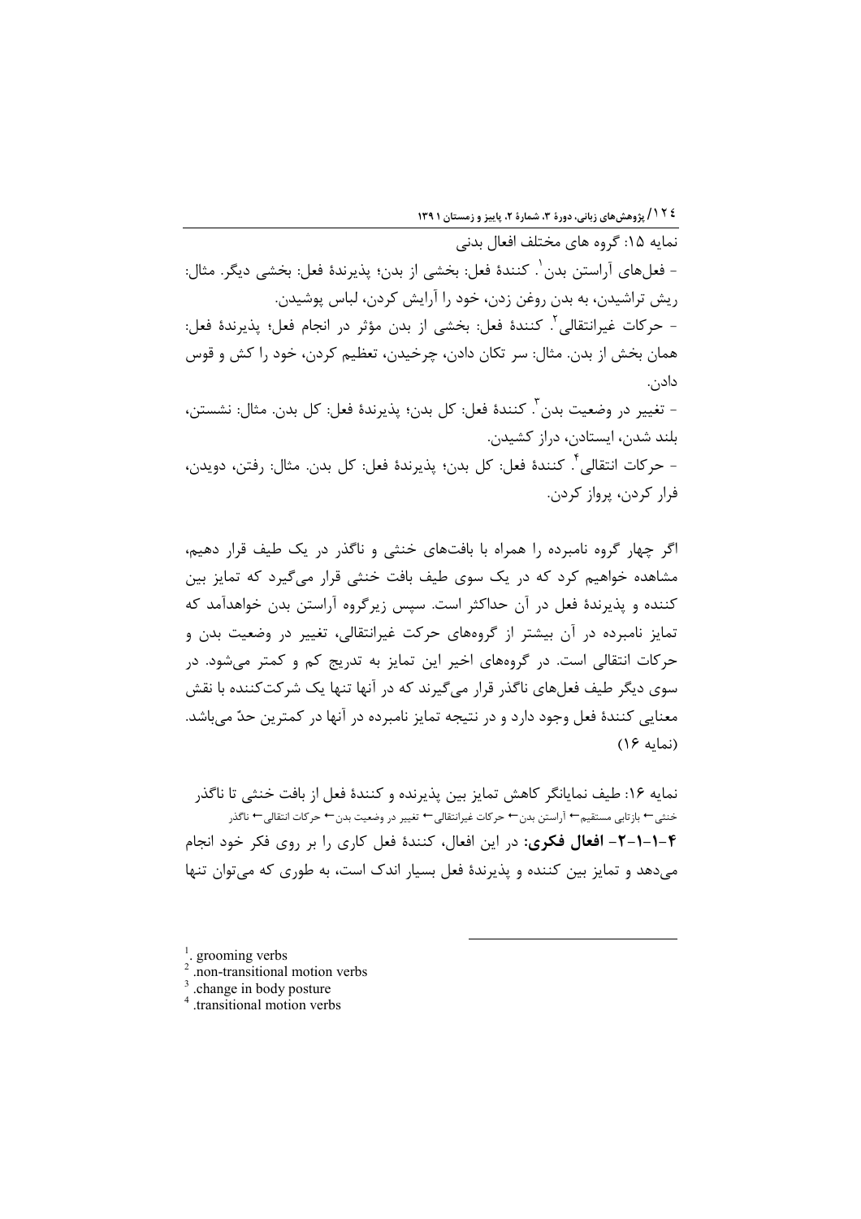نمایه ۱۵: گروه های مختلف افعال بدنی

- فعل‌های آراستن بدن[1]. کنندهٔ فعل: بخشی از بدن؛ پذیرندهٔ فعل: بخشی دیگر. مثال: ریش تراشیدن، به بدن روغن زدن، خود را آرایش کردن، لباس پوشیدن.

- حرکات غیرانتقالی[2]. کنندهٔ فعل: بخشی از بدن مؤثر در انجام فعل؛ پذیرندهٔ فعل: همان بخش از بدن. مثال: سر تکان دادن، چرخیدن، تعظیم کردن، خود را کش و قوس دادن.

- تغییر در وضعیت بدن[3]. کنندهٔ فعل: کل بدن؛ پذیرندهٔ فعل: کل بدن. مثال: نشستن، بلند شدن، ایستادن، دراز کشیدن.

- حرکات انتقالی[4]. کنندهٔ فعل: کل بدن؛ پذیرندهٔ فعل: کل بدن. مثال: رفتن، دویدن، فرار کردن، پرواز کردن.

اگر چهار گروه نامبرده را همراه با بافت‌های خنثی و ناگذر در یک طیف قرار دهیم، مشاهده خواهیم کرد که در یک سوی طیف بافت خنثی قرار می‌گیرد که تمایز بین کننده و پذیرندهٔ فعل در آن حداکثر است. سپس زیرگروه آراستن بدن خواهدآمد که تمایز نامبرده در آن بیشتر از گروه‌های حرکت غیرانتقالی، تغییر در وضعیت بدن و حرکات انتقالی است. در گروه‌های اخیر این تمایز به تدریج کم و کمتر می‌شود. در سوی دیگر طیف فعل‌های ناگذر قرار می‌گیرند که در آنها تنها یک شرکت‌کننده با نقش معنایی کنندهٔ فعل وجود دارد و در نتیجه تمایز نامبرده در آنها در کمترین حدّ می‌باشد. (نمایه ۱۶)

نمایه ۱۶: طیف نمایانگر کاهش تمایز بین پذیرنده و کنندهٔ فعل از بافت خنثی تا ناگذر

خنثی ← بازتابی مستقیم ← آراستن بدن ← حرکات غیرانتقالی ← تغییر در وضعیت بدن ← حرکات انتقالی ← ناگذر

**۴-۱-۱-۲- افعال فکری:** در این افعال، کنندهٔ فعل کاری را بر روی فکر خود انجام می‌دهد و تمایز بین کننده و پذیرندهٔ فعل بسیار اندک است، به طوری که می‌توان تنها

---

[1]. grooming verbs
[2]. non-transitional motion verbs
[3]. change in body posture
[4]. transitional motion verbs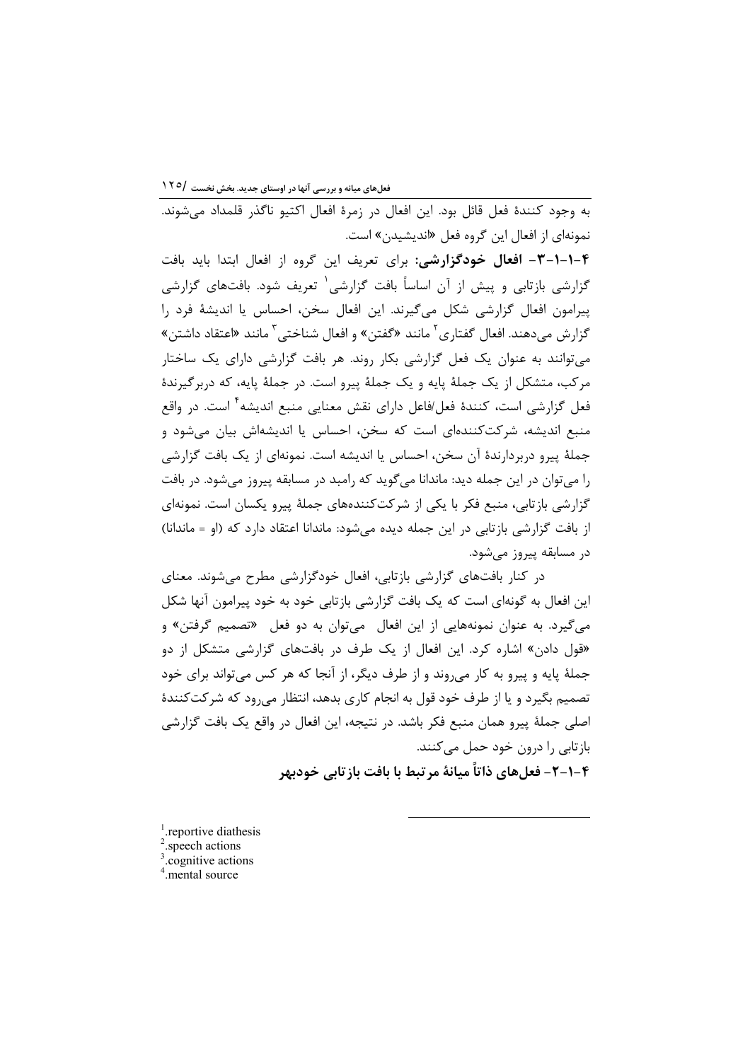به وجود کنندهٔ فعل قائل بود. این افعال در زمرهٔ افعال اکتیو ناگذر قلمداد می‌شوند. نمونه‌ای از افعال این گروه فعل «اندیشیدن» است.

**۴-۱-۱-۳- افعال خودگزارشی:** برای تعریف این گروه از افعال ابتدا باید بافت گزارشی بازتابی و پیش از آن اساساً بافت گزارشی[1] تعریف شود. بافت‌های گزارشی پیرامون افعال گزارشی شکل می‌گیرند. این افعال سخن، احساس یا اندیشهٔ فرد را گزارش می‌دهند. افعال گفتاری[2] مانند «گفتن» و افعال شناختی[3] مانند «اعتقاد داشتن» می‌توانند به عنوان یک فعل گزارشی بکار روند. هر بافت گزارشی دارای یک ساختار مرکب، متشکل از یک جملهٔ پایه و یک جملهٔ پیرو است. در جملهٔ پایه، که دربرگیرندهٔ فعل گزارشی است، کنندهٔ فعل/فاعل دارای نقش معنایی منبع اندیشه[4] است. در واقع منبع اندیشه، شرکت‌کننده‌ای است که سخن، احساس یا اندیشه‌اش بیان می‌شود و جملهٔ پیرو دربردارندهٔ آن سخن، احساس یا اندیشه است. نمونه‌ای از یک بافت گزارشی را می‌توان در این جمله دید: ماندانا می‌گوید که رامبد در مسابقه پیروز می‌شود. در بافت گزارشی بازتابی، منبع فکر با یکی از شرکت‌کننده‌های جملهٔ پیرو یکسان است. نمونه‌ای از بافت گزارشی بازتابی در این جمله دیده می‌شود: ماندانا اعتقاد دارد که (او = ماندانا) در مسابقه پیروز می‌شود.

در کنار بافت‌های گزارشی بازتابی، افعال خودگزارشی مطرح می‌شوند. معنای این افعال به گونه‌ای است که یک بافت گزارشی بازتابی خود به خود پیرامون آنها شکل می‌گیرد. به عنوان نمونه‌هایی از این افعال می‌توان به دو فعل «تصمیم گرفتن» و «قول دادن» اشاره کرد. این افعال از یک طرف در بافت‌های گزارشی متشکل از دو جملهٔ پایه و پیرو به کار می‌روند و از طرف دیگر، از آنجا که هر کس می‌تواند برای خود تصمیم بگیرد و یا از طرف خود قول به انجام کاری بدهد، انتظار می‌رود که شرکت‌کنندهٔ اصلی جملهٔ پیرو همان منبع فکر باشد. در نتیجه، این افعال در واقع یک بافت گزارشی بازتابی را درون خود حمل می‌کنند.

**۴-۱-۲- فعل‌های ذاتاً میانهٔ مرتبط با بافت بازتابی خودبهر**

---

[1] reportive diathesis
[2] speech actions
[3] cognitive actions
[4] mental source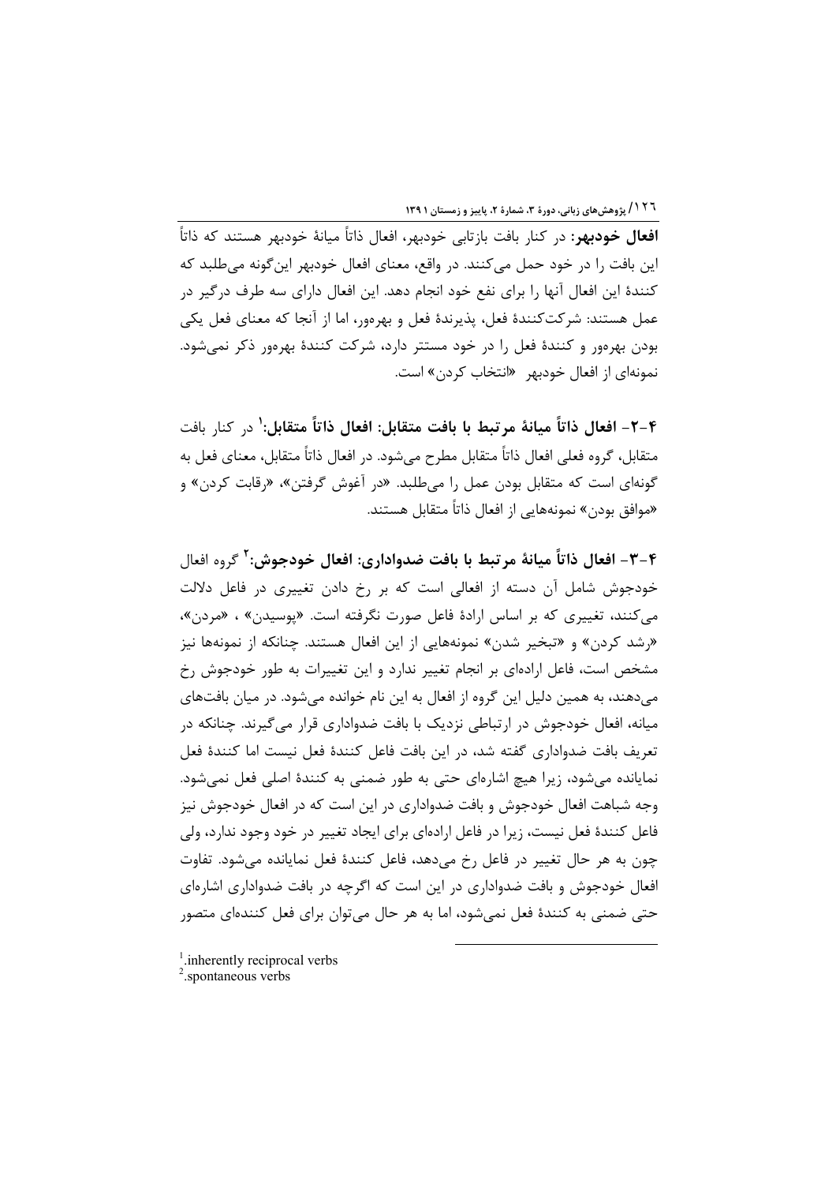**افعال خودبهر:** در کنار بافت بازتابی خودبهر، افعال ذاتاً میانهٔ خودبهر هستند که ذاتاً این بافت را در خود حمل می‌کنند. در واقع، معنای افعال خودبهر این‌گونه می‌طلبد که کنندهٔ این افعال آنها را برای نفع خود انجام دهد. این افعال دارای سه طرف درگیر در عمل هستند: شرکت‌کنندهٔ فعل، پذیرندهٔ فعل و بهره‌ور، اما از آنجا که معنای فعل یکی بودن بهره‌ور و کنندهٔ فعل را در خود مستتر دارد، شرکت کنندهٔ بهره‌ور ذکر نمی‌شود. نمونه‌ای از افعال خودبهر «انتخاب کردن» است.

**۴-۲- افعال ذاتاً میانهٔ مرتبط با بافت متقابل: افعال ذاتاً متقابل:**[1] در کنار بافت متقابل، گروه فعلی افعال ذاتاً متقابل مطرح می‌شود. در افعال ذاتاً متقابل، معنای فعل به گونه‌ای است که متقابل بودن عمل را می‌طلبد. «در آغوش گرفتن»، «رقابت کردن» و «موافق بودن» نمونه‌هایی از افعال ذاتاً متقابل هستند.

**۴-۳- افعال ذاتاً میانهٔ مرتبط با بافت ضدواداری: افعال خودجوش:**[2] گروه افعال خودجوش شامل آن دسته از افعالی است که بر رخ دادن تغییری در فاعل دلالت می‌کنند، تغییری که بر اساس ارادهٔ فاعل صورت نگرفته است. «پوسیدن» ، «مردن»، «رشد کردن» و «تبخیر شدن» نمونه‌هایی از این افعال هستند. چنانکه از نمونه‌ها نیز مشخص است، فاعل اراده‌ای بر انجام تغییر ندارد و این تغییرات به طور خودجوش رخ می‌دهند، به همین دلیل این گروه از افعال به این نام خوانده می‌شود. در میان بافت‌های میانه، افعال خودجوش در ارتباطی نزدیک با بافت ضدواداری قرار می‌گیرند. چنانکه در تعریف بافت ضدواداری گفته شد، در این بافت فاعل کنندهٔ فعل نیست اما کنندهٔ فعل نمایانده می‌شود، زیرا هیچ اشاره‌ای حتی به طور ضمنی به کنندهٔ اصلی فعل نمی‌شود. وجه شباهت افعال خودجوش و بافت ضدواداری در این است که در افعال خودجوش نیز فاعل کنندهٔ فعل نیست، زیرا در فاعل اراده‌ای برای ایجاد تغییر در خود وجود ندارد، ولی چون به هر حال تغییر در فاعل رخ می‌دهد، فاعل کنندهٔ فعل نمایانده می‌شود. تفاوت افعال خودجوش و بافت ضدواداری در این است که اگرچه در بافت ضدواداری اشاره‌ای حتی ضمنی به کنندهٔ فعل نمی‌شود، اما به هر حال می‌توان برای فعل کننده‌ای متصور

---

[1] inherently reciprocal verbs

[2] spontaneous verbs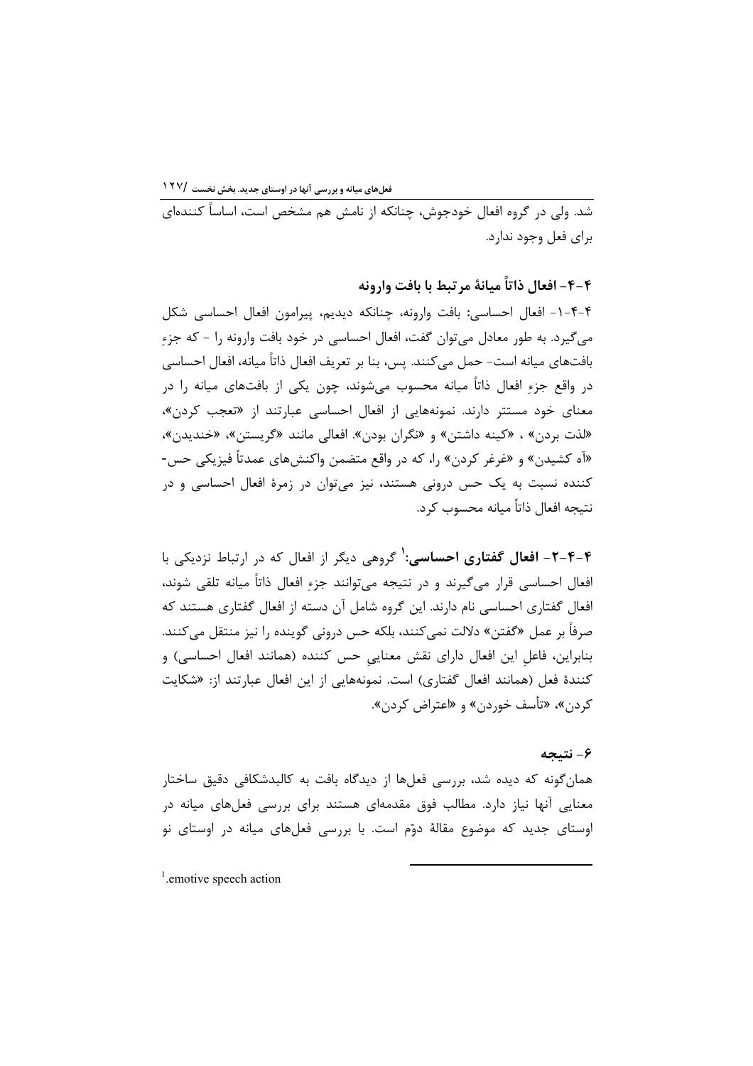شد. ولی در گروه افعال خودجوش، چنانکه از نامش هم مشخص است، اساساً کننده‌ای برای فعل وجود ندارد.

### ۴-۴- افعال ذاتاً میانهٔ مرتبط با بافت وارونه

۴-۴-۱- افعال احساسی: بافت وارونه، چنانکه دیدیم، پیرامون افعال احساسی شکل می‌گیرد. به طور معادل می‌توان گفت، افعال احساسی در خود بافت وارونه را - که جزءِ بافت‌های میانه است- حمل می‌کنند. پس، بنا بر تعریف افعال ذاتاً میانه، افعال احساسی در واقع جزءِ افعال ذاتاً میانه محسوب می‌شوند، چون یکی از بافت‌های میانه را در معنای خود مستتر دارند. نمونه‌هایی از افعال احساسی عبارتند از «تعجب کردن»، «لذت بردن» ، «کینه داشتن» و «نگران بودن». افعالی مانند «گریستن»، «خندیدن»، «آه کشیدن» و «غرغر کردن» را، که در واقع متضمن واکنش‌های عمدتاً فیزیکی حس-کننده نسبت به یک حس درونی هستند، نیز می‌توان در زمرهٔ افعال احساسی و در نتیجه افعال ذاتاً میانه محسوب کرد.

**۴-۴-۲- افعال گفتاری احساسی:**[1] گروهی دیگر از افعال که در ارتباط نزدیکی با افعال احساسی قرار می‌گیرند و در نتیجه می‌توانند جزءِ افعال ذاتاً میانه تلقی شوند، افعال گفتاری احساسی نام دارند. این گروه شامل آن دسته از افعال گفتاری هستند که صرفاً بر عمل «گفتن» دلالت نمی‌کنند، بلکه حس درونی گوینده را نیز منتقل می‌کنند. بنابراین، فاعلِ این افعال دارای نقش معناییِ حس کننده (همانند افعال احساسی) و کنندهٔ فعل (همانند افعال گفتاری) است. نمونه‌هایی از این افعال عبارتند از: «شکایت کردن»، «تأسف خوردن» و «اعتراض کردن».

### ۶- نتیجه

همان‌گونه که دیده شد، بررسی فعل‌ها از دیدگاه بافت به کالبدشکافی دقیق ساختار معنایی آنها نیاز دارد. مطالب فوق مقدمه‌ای هستند برای بررسی فعل‌های میانه در اوستای جدید که موضوع مقالهٔ دوّم است. با بررسی فعل‌های میانه در اوستای نو

---

[1] emotive speech action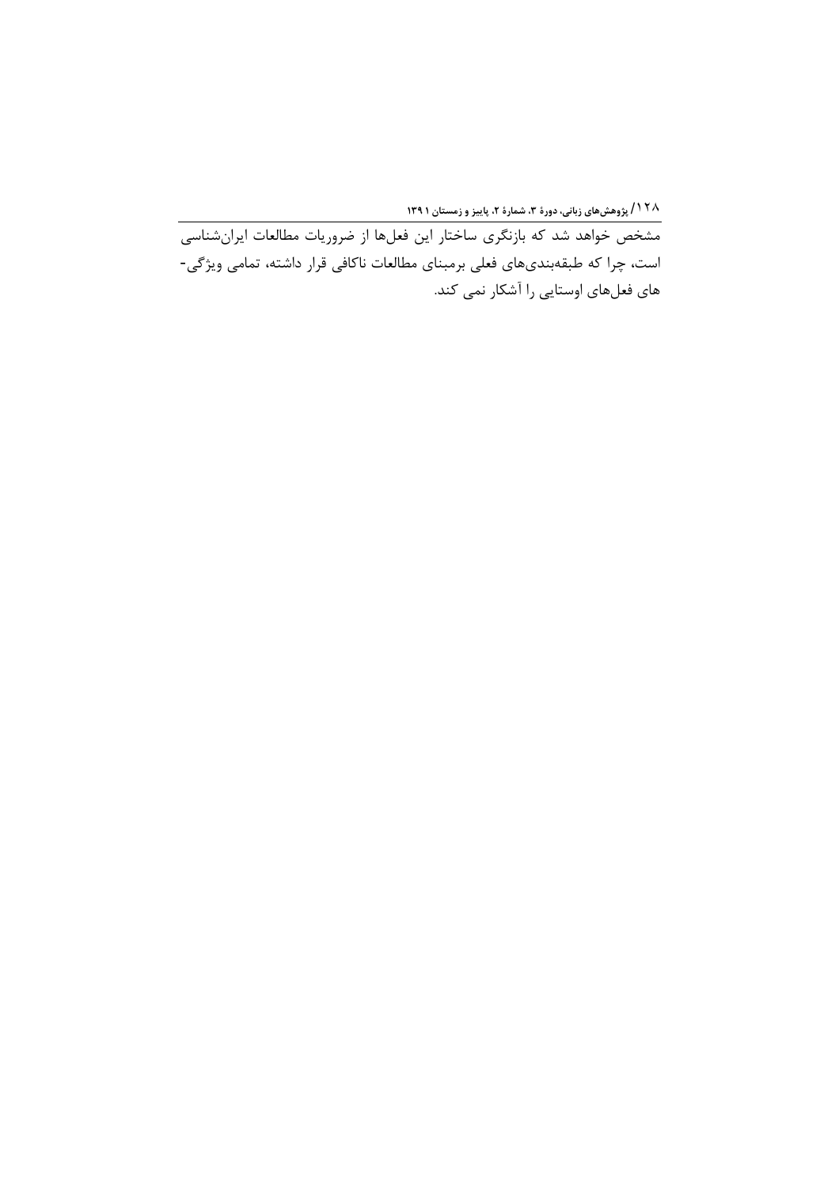مشخص خواهد شد که بازنگری ساختار این فعل‌ها از ضروریات مطالعات ایران‌شناسی است، چرا که طبقه‌بندی‌های فعلی برمبنای مطالعات ناکافی قرار داشته، تمامی ویژگی‌های فعل‌های اوستایی را آشکار نمی کند.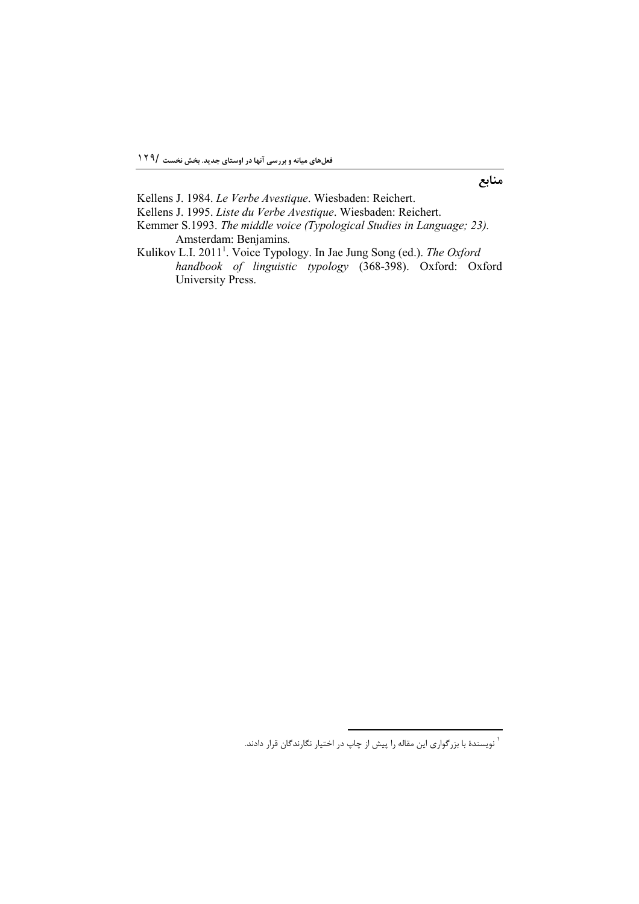## منابع

Kellens J. 1984. *Le Verbe Avestique*. Wiesbaden: Reichert.

Kellens J. 1995. *Liste du Verbe Avestique*. Wiesbaden: Reichert.

Kemmer S.1993. *The middle voice (Typological Studies in Language; 23).* Amsterdam: Benjamins.

Kulikov L.I. 2011[1]. Voice Typology. In Jae Jung Song (ed.). *The Oxford handbook of linguistic typology* (368-398). Oxford: Oxford University Press.

---

[1] نویسندهٔ با بزرگواری این مقاله را پیش از چاپ در اختیار نگارندگان قرار دادند.